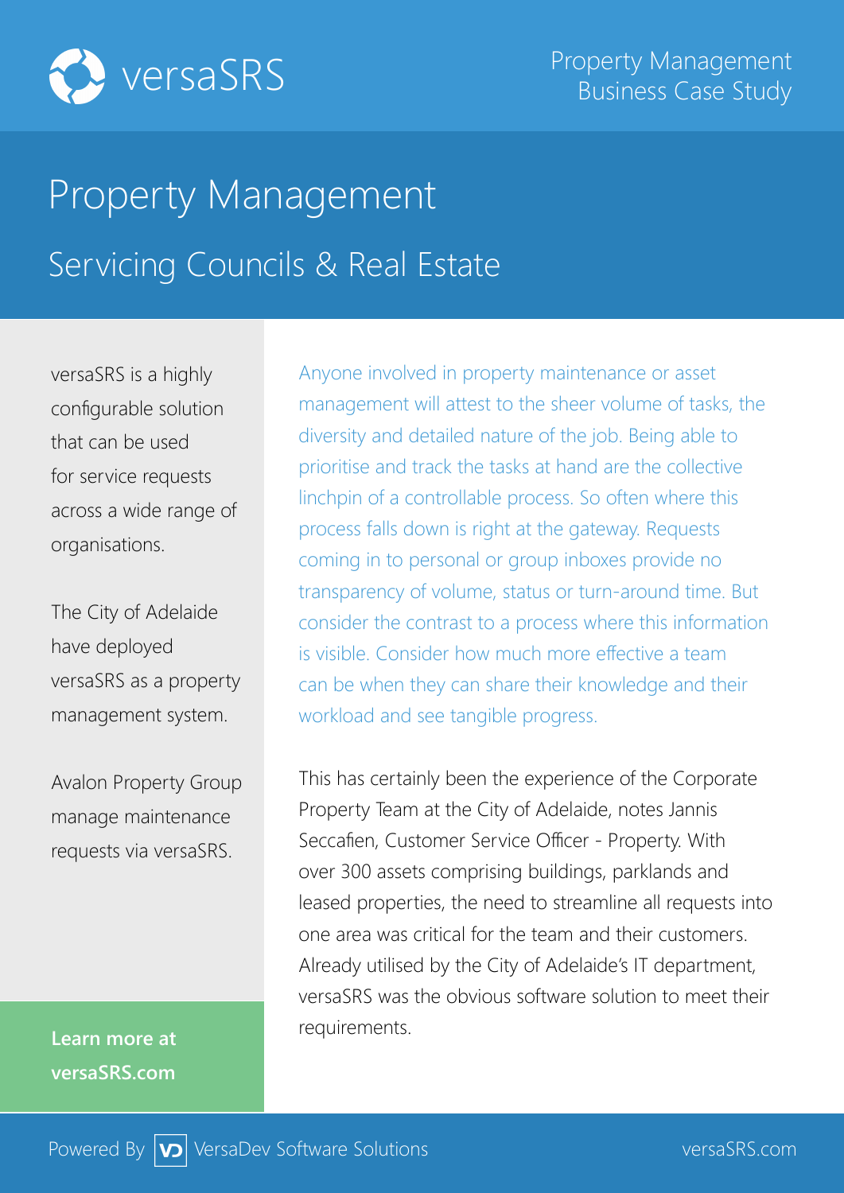versaSRS

Property Management Business Case Study

# Property Management

## Servicing Councils & Real Estate

versaSRS is a highly configurable solution that can be used for service requests across a wide range of organisations.

The City of Adelaide have deployed versaSRS as a property management system.

Avalon Property Group manage maintenance requests via versaSRS.

**Learn more at versaSRS.com**

Anyone involved in property maintenance or asset management will attest to the sheer volume of tasks, the diversity and detailed nature of the job. Being able to prioritise and track the tasks at hand are the collective linchpin of a controllable process. So often where this process falls down is right at the gateway. Requests coming in to personal or group inboxes provide no transparency of volume, status or turn-around time. But consider the contrast to a process where this information is visible. Consider how much more effective a team can be when they can share their knowledge and their workload and see tangible progress.

This has certainly been the experience of the Corporate Property Team at the City of Adelaide, notes Jannis Seccafien, Customer Service Officer - Property. With over 300 assets comprising buildings, parklands and leased properties, the need to streamline all requests into one area was critical for the team and their customers. Already utilised by the City of Adelaide's IT department, versaSRS was the obvious software solution to meet their requirements.

Powered By VersaDev Software Solutions

versaSRS.com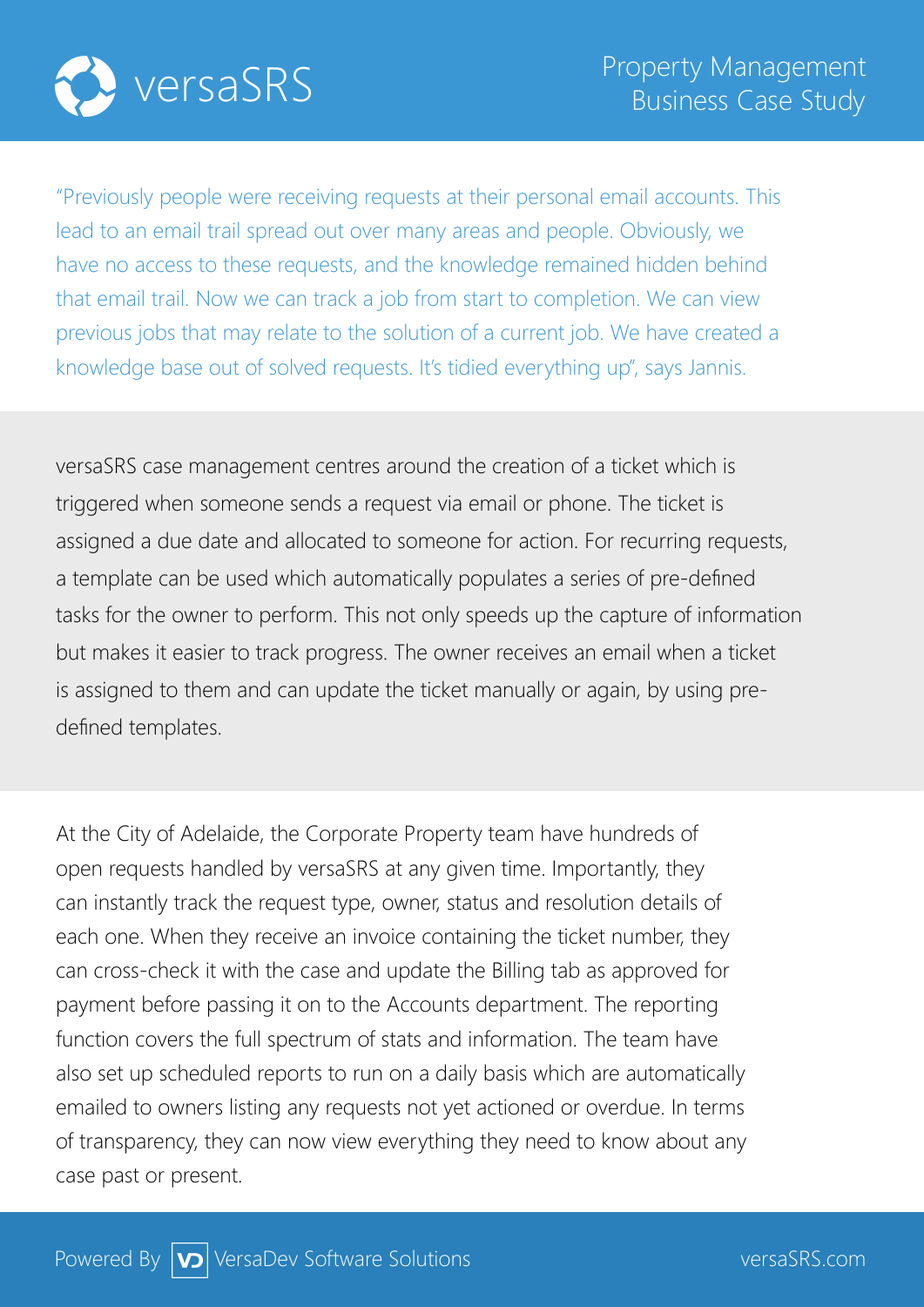"Previously people were receiving requests at their personal email accounts. This lead to an email trail spread out over many areas and people. Obviously, we have no access to these requests, and the knowledge remained hidden behind that email trail. Now we can track a job from start to completion. We can view previous jobs that may relate to the solution of a current job. We have created a knowledge base out of solved requests. It's tidied everything up", says Jannis.

versaSRS case management centres around the creation of a ticket which is triggered when someone sends a request via email or phone. The ticket is assigned a due date and allocated to someone for action. For recurring requests, a template can be used which automatically populates a series of pre-defined tasks for the owner to perform. This not only speeds up the capture of information but makes it easier to track progress. The owner receives an email when a ticket is assigned to them and can update the ticket manually or again, by using pre-defined templates.

At the City of Adelaide, the Corporate Property team have hundreds of open requests handled by versaSRS at any given time. Importantly, they can instantly track the request type, owner, status and resolution details of each one. When they receive an invoice containing the ticket number, they can cross-check it with the case and update the Billing tab as approved for payment before passing it on to the Accounts department. The reporting function covers the full spectrum of stats and information. The team have also set up scheduled reports to run on a daily basis which are automatically emailed to owners listing any requests not yet actioned or overdue. In terms of transparency, they can now view everything they need to know about any case past or present.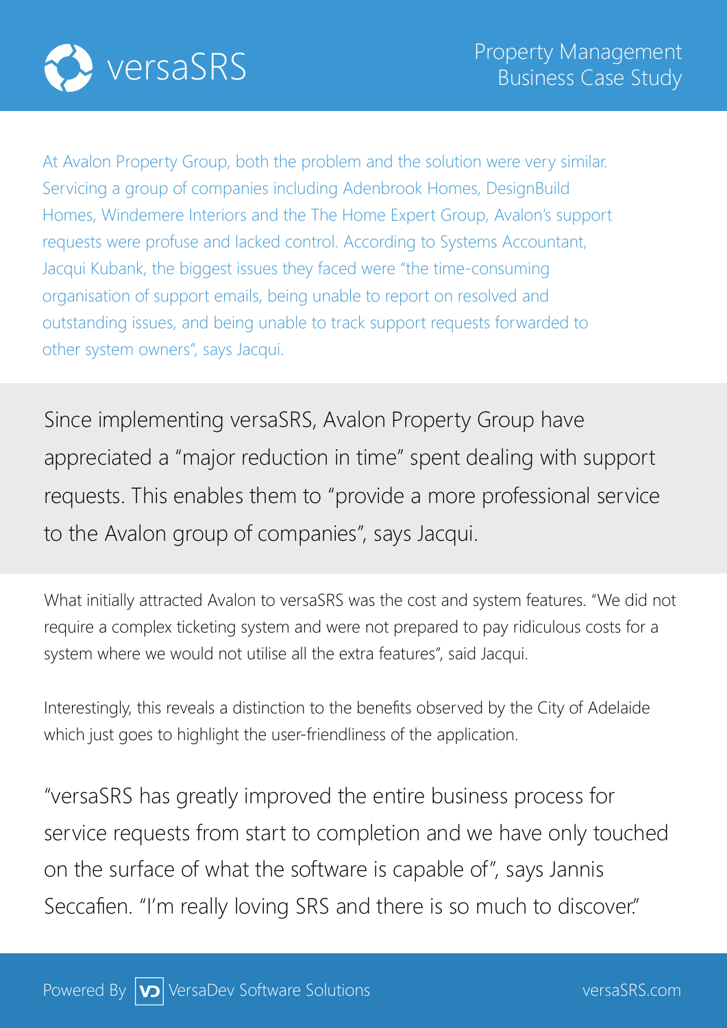At Avalon Property Group, both the problem and the solution were very similar. Servicing a group of companies including Adenbrook Homes, DesignBuild Homes, Windemere Interiors and the The Home Expert Group, Avalon's support requests were profuse and lacked control. According to Systems Accountant, Jacqui Kubank, the biggest issues they faced were "the time-consuming organisation of support emails, being unable to report on resolved and outstanding issues, and being unable to track support requests forwarded to other system owners", says Jacqui.

Since implementing versaSRS, Avalon Property Group have appreciated a "major reduction in time" spent dealing with support requests. This enables them to "provide a more professional service to the Avalon group of companies", says Jacqui.

What initially attracted Avalon to versaSRS was the cost and system features. "We did not require a complex ticketing system and were not prepared to pay ridiculous costs for a system where we would not utilise all the extra features", said Jacqui.

Interestingly, this reveals a distinction to the benefits observed by the City of Adelaide which just goes to highlight the user-friendliness of the application.

"versaSRS has greatly improved the entire business process for service requests from start to completion and we have only touched on the surface of what the software is capable of", says Jannis Seccafien. "I'm really loving SRS and there is so much to discover."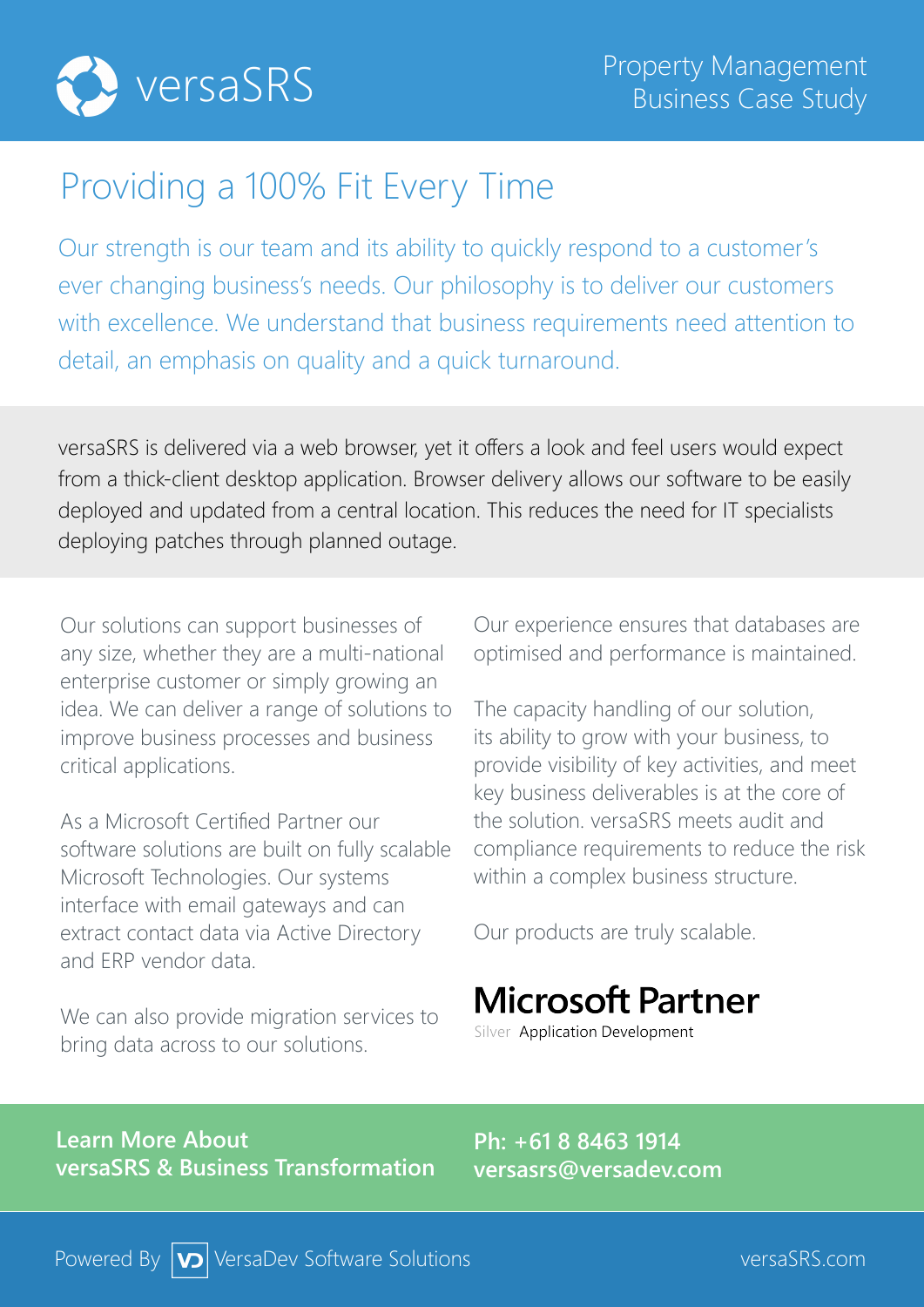versaSRS

Property Management
Business Case Study

# Providing a 100% Fit Every Time

Our strength is our team and its ability to quickly respond to a customer's ever changing business's needs. Our philosophy is to deliver our customers with excellence. We understand that business requirements need attention to detail, an emphasis on quality and a quick turnaround.

versaSRS is delivered via a web browser, yet it offers a look and feel users would expect from a thick-client desktop application. Browser delivery allows our software to be easily deployed and updated from a central location. This reduces the need for IT specialists deploying patches through planned outage.

Our solutions can support businesses of any size, whether they are a multi-national enterprise customer or simply growing an idea. We can deliver a range of solutions to improve business processes and business critical applications.

As a Microsoft Certified Partner our software solutions are built on fully scalable Microsoft Technologies. Our systems interface with email gateways and can extract contact data via Active Directory and ERP vendor data.

We can also provide migration services to bring data across to our solutions.

Our experience ensures that databases are optimised and performance is maintained.

The capacity handling of our solution, its ability to grow with your business, to provide visibility of key activities, and meet key business deliverables is at the core of the solution. versaSRS meets audit and compliance requirements to reduce the risk within a complex business structure.

Our products are truly scalable.

**Microsoft Partner**
Silver Application Development

**Learn More About**
**versaSRS & Business Transformation**

**Ph: +61 8 8463 1914**
**versasrs@versadev.com**

Powered By VersaDev Software Solutions

versaSRS.com